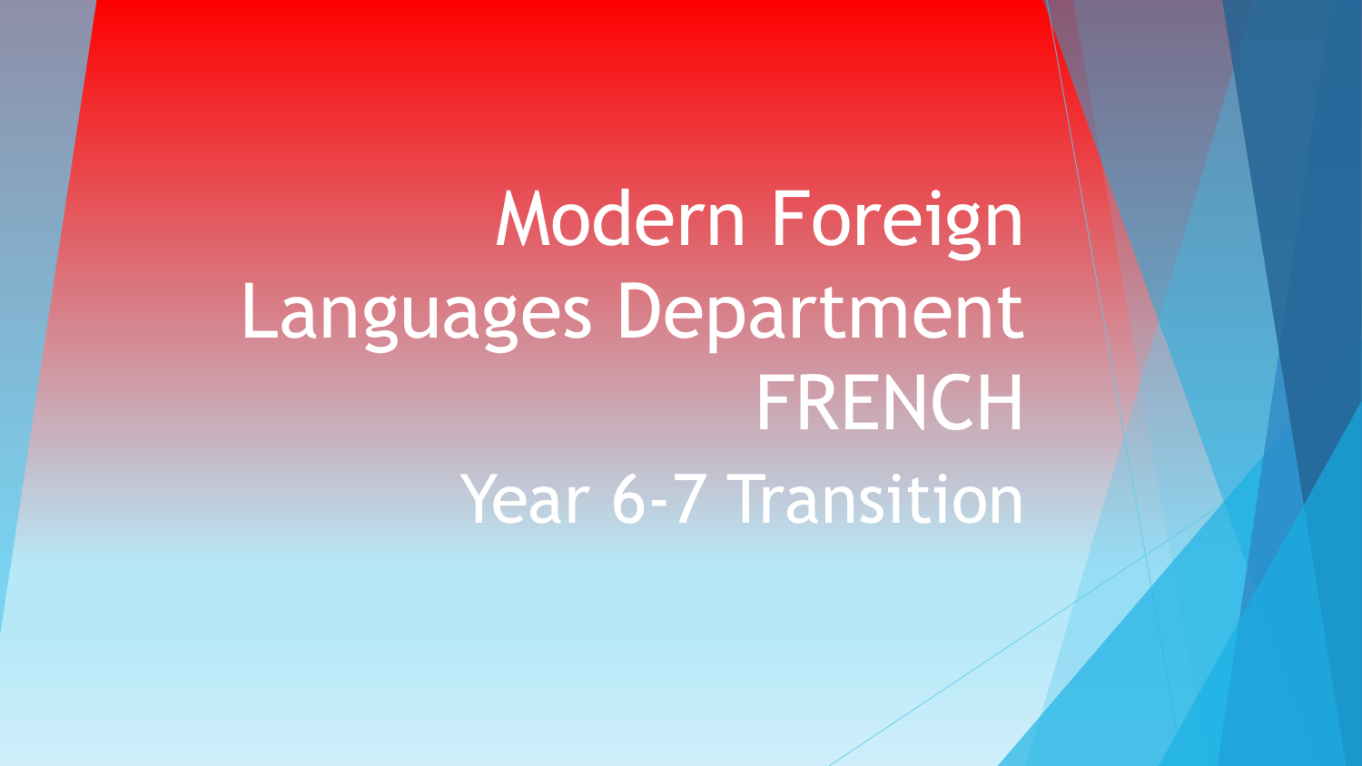# Modern Foreign Languages Department FRENCH

## Year 6-7 Transition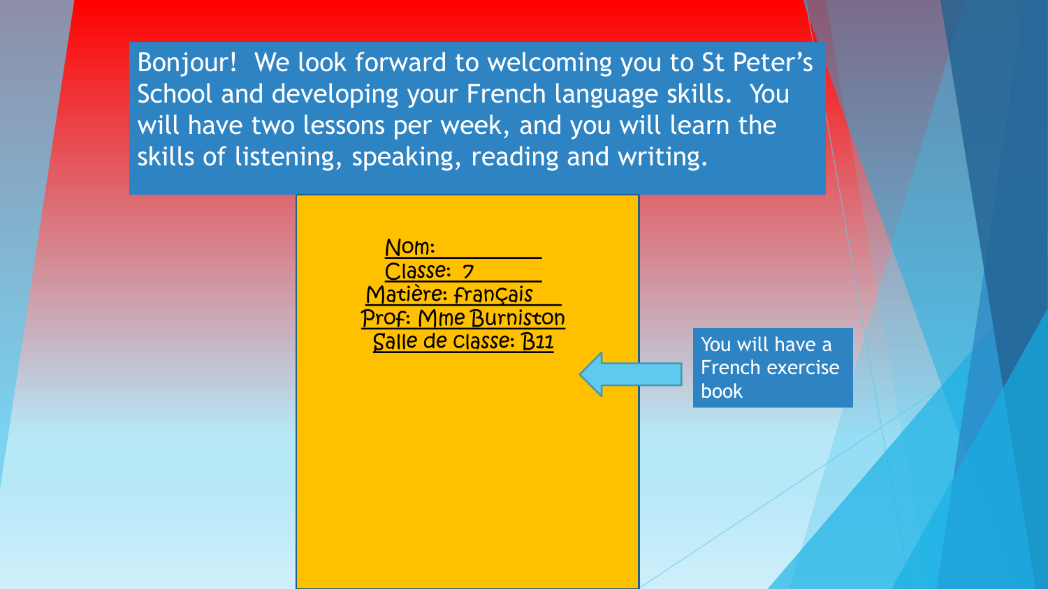Bonjour! We look forward to welcoming you to St Peter's School and developing your French language skills. You will have two lessons per week, and you will learn the skills of listening, speaking, reading and writing.

Nom: ___________

Classe: 7 _______

Matière: français

Prof: Mme Burniston

Salle de classe: B11

You will have a French exercise book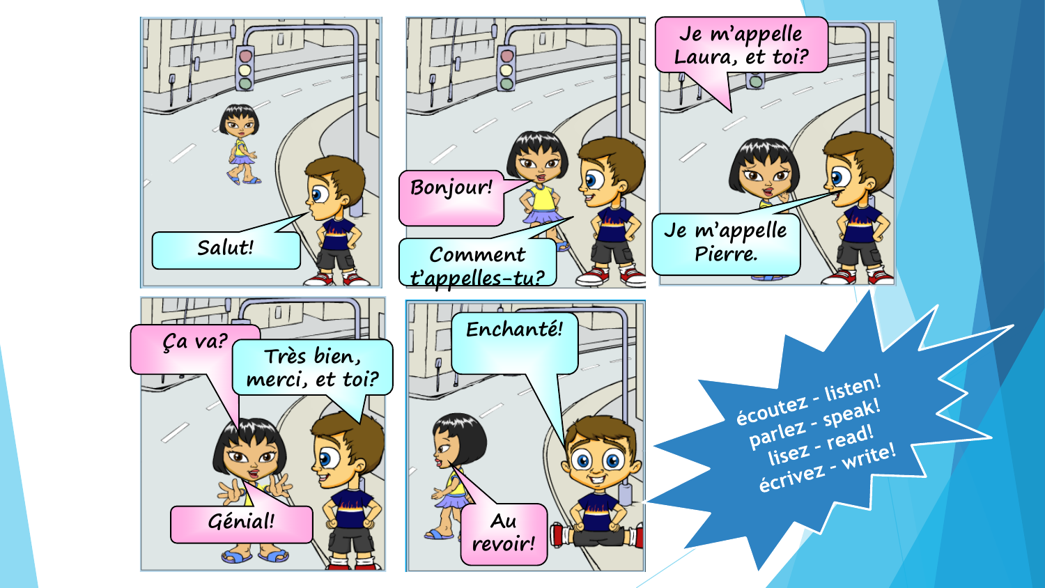Salut!

Bonjour!

Comment t'appelles-tu?

Je m'appelle Laura, et toi?

Je m'appelle Pierre.

Ça va?

Très bien, merci, et toi?

Génial!

Enchanté!

Au revoir!

écoutez - listen!
parlez - speak!
lisez - read!
écrivez - write!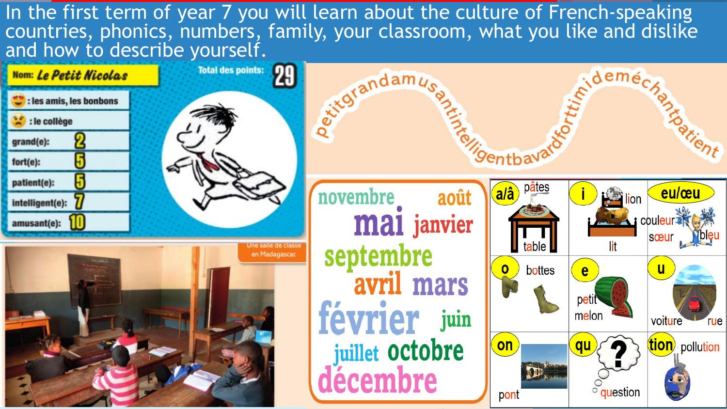In the first term of year 7 you will learn about the culture of French-speaking countries, phonics, numbers, family, your classroom, what you like and dislike and how to describe yourself.

**Nom:** *Le Petit Nicolas*

**Total des points: 29**

| | |
|---|---|
| 😍 : les amis, les bonbons | |
| 😠 : le collège | |
| grand(e): | 2 |
| fort(e): | 5 |
| patient(e): | 5 |
| intelligent(e): | 7 |
| amusant(e): | 10 |

petitgrandamusantintelligentbavardforttimidieméchantpatient

novembre août mai janvier septembre avril mars février juin juillet octobre décembre

Une salle de classe en Madagascar.

| | | |
|---|---|---|
| **a/â** pâtes, table | **i** lion, lit | **eu/œu** couleur, sœur, bleu |
| **o** bottes | **e** petit, melon | **u** voiture, rue |
| **on** pont | **qu** question | **tion** pollution |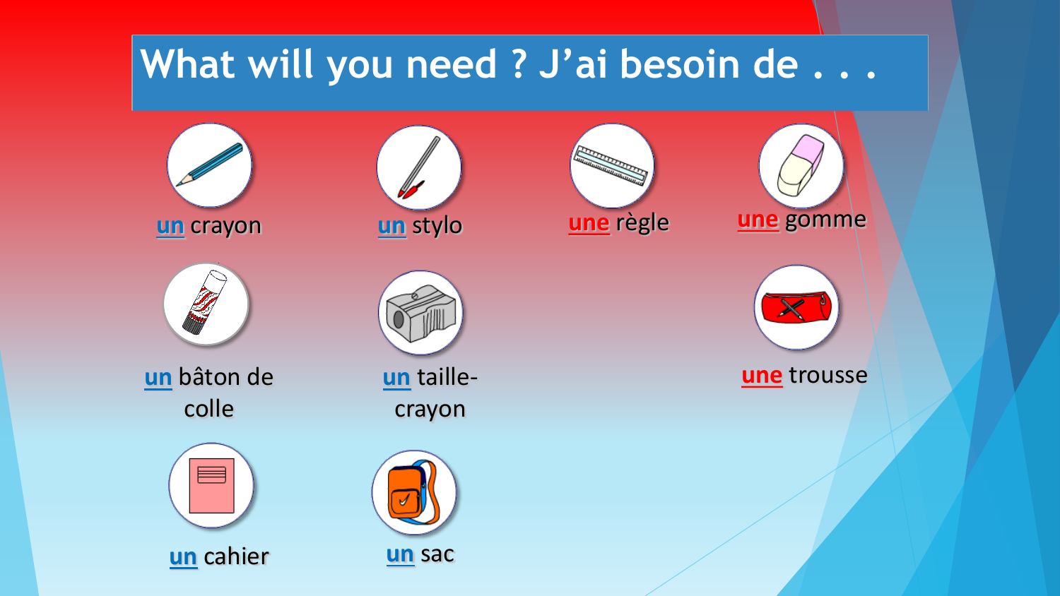# What will you need ? J'ai besoin de . . .

- un crayon
- un stylo
- une règle
- une gomme
- un bâton de colle
- un taille-crayon
- une trousse
- un cahier
- un sac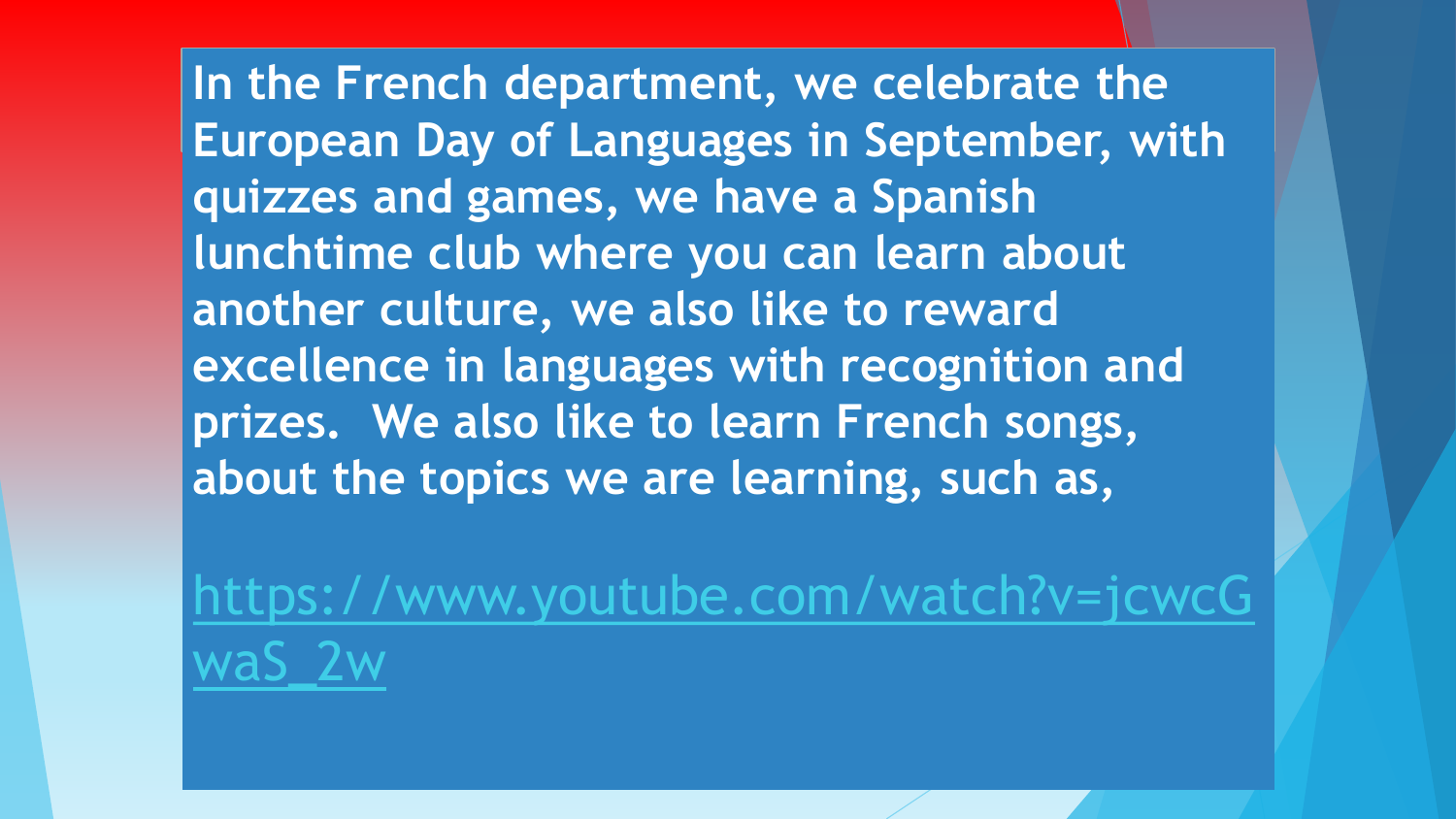In the French department, we celebrate the European Day of Languages in September, with quizzes and games, we have a Spanish lunchtime club where you can learn about another culture, we also like to reward excellence in languages with recognition and prizes.  We also like to learn French songs, about the topics we are learning, such as,

https://www.youtube.com/watch?v=jcwcGwaS_2w